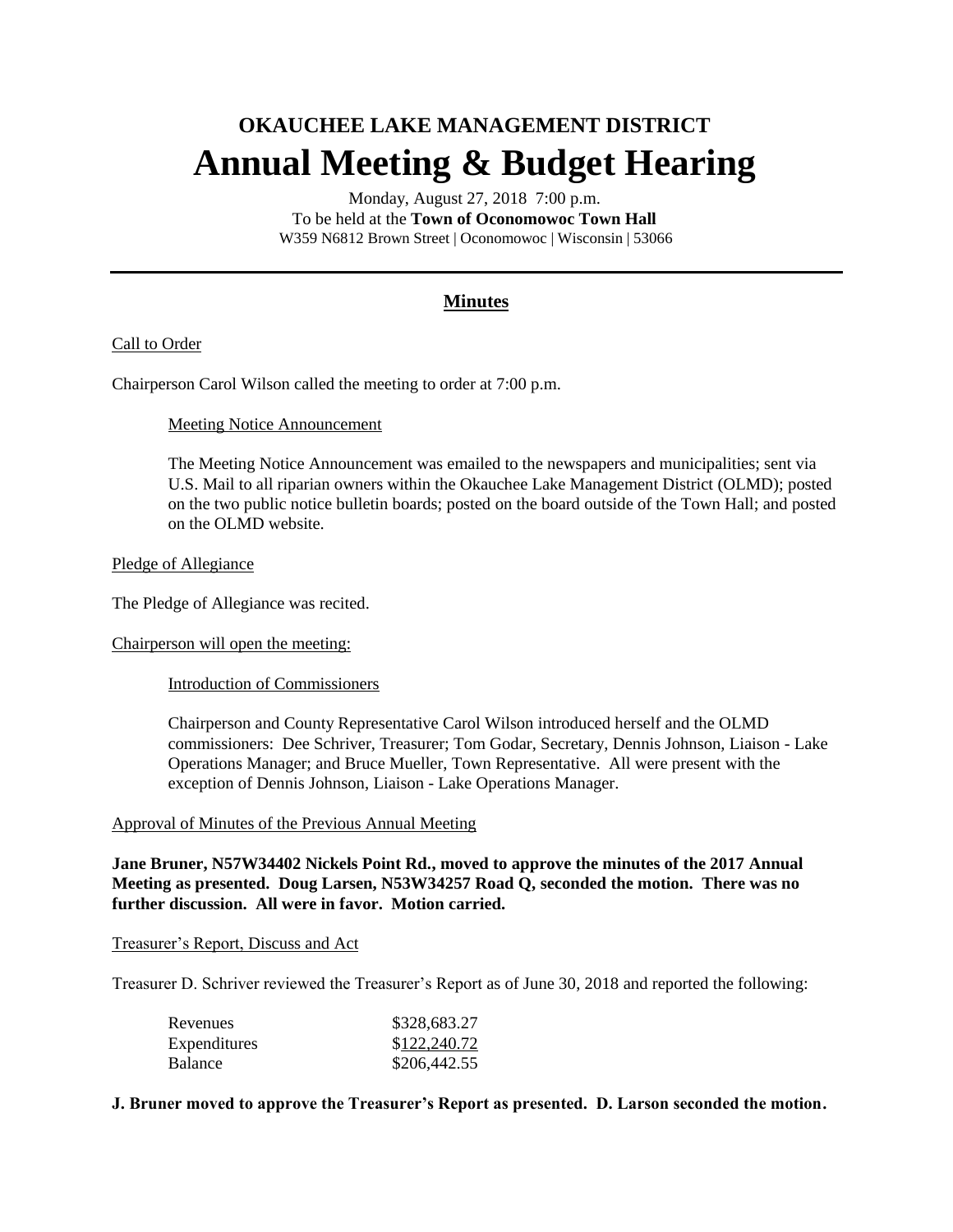# OKAUCHEE LAKE MANAGEMENT DISTRICT

# Annual Meeting & Budget Hearing

Monday, August 27, 2018 7:00 p.m.
To be held at the **Town of Oconomowoc Town Hall**
W359 N6812 Brown Street | Oconomowoc | Wisconsin | 53066

---

## Minutes

Call to Order

Chairperson Carol Wilson called the meeting to order at 7:00 p.m.

Meeting Notice Announcement

The Meeting Notice Announcement was emailed to the newspapers and municipalities; sent via U.S. Mail to all riparian owners within the Okauchee Lake Management District (OLMD); posted on the two public notice bulletin boards; posted on the board outside of the Town Hall; and posted on the OLMD website.

Pledge of Allegiance

The Pledge of Allegiance was recited.

Chairperson will open the meeting:

Introduction of Commissioners

Chairperson and County Representative Carol Wilson introduced herself and the OLMD commissioners: Dee Schriver, Treasurer; Tom Godar, Secretary, Dennis Johnson, Liaison - Lake Operations Manager; and Bruce Mueller, Town Representative. All were present with the exception of Dennis Johnson, Liaison - Lake Operations Manager.

Approval of Minutes of the Previous Annual Meeting

**Jane Bruner, N57W34402 Nickels Point Rd., moved to approve the minutes of the 2017 Annual Meeting as presented. Doug Larsen, N53W34257 Road Q, seconded the motion. There was no further discussion. All were in favor. Motion carried.**

Treasurer's Report, Discuss and Act

Treasurer D. Schriver reviewed the Treasurer's Report as of June 30, 2018 and reported the following:

| | |
|---|---|
| Revenues | \$328,683.27 |
| Expenditures | \$122,240.72 |
| Balance | \$206,442.55 |

**J. Bruner moved to approve the Treasurer's Report as presented. D. Larson seconded the motion.**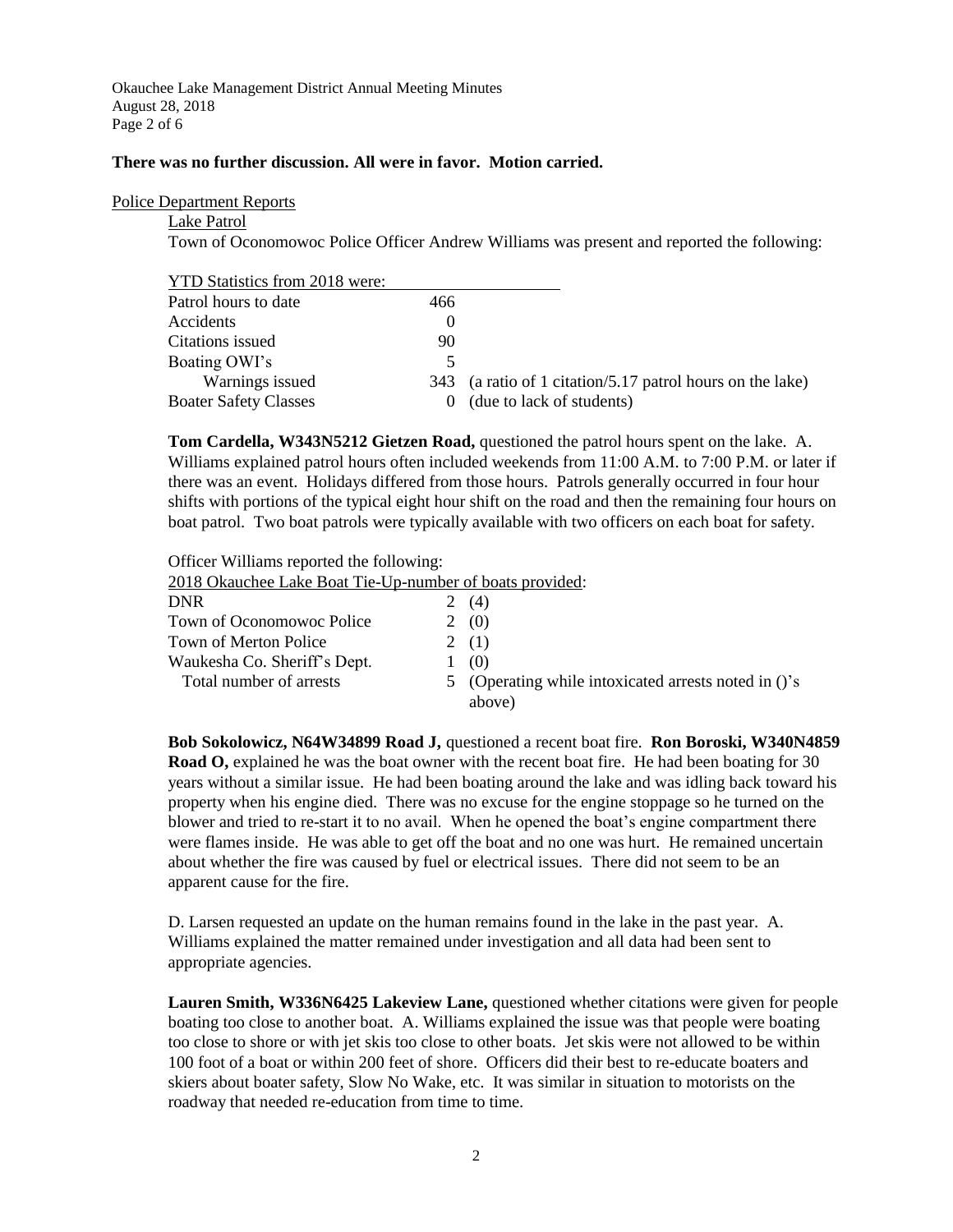**There was no further discussion. All were in favor. Motion carried.**

Police Department Reports

Lake Patrol

Town of Oconomowoc Police Officer Andrew Williams was present and reported the following:

| YTD Statistics from 2018 were: | | |
|---|---|---|
| Patrol hours to date | 466 | |
| Accidents | 0 | |
| Citations issued | 90 | |
| Boating OWI's | 5 | |
| Warnings issued | 343 | (a ratio of 1 citation/5.17 patrol hours on the lake) |
| Boater Safety Classes | 0 | (due to lack of students) |

**Tom Cardella, W343N5212 Gietzen Road,** questioned the patrol hours spent on the lake. A. Williams explained patrol hours often included weekends from 11:00 A.M. to 7:00 P.M. or later if there was an event. Holidays differed from those hours. Patrols generally occurred in four hour shifts with portions of the typical eight hour shift on the road and then the remaining four hours on boat patrol. Two boat patrols were typically available with two officers on each boat for safety.

Officer Williams reported the following:

| 2018 Okauchee Lake Boat Tie-Up-number of boats provided: | | |
|---|---|---|
| DNR | 2 | (4) |
| Town of Oconomowoc Police | 2 | (0) |
| Town of Merton Police | 2 | (1) |
| Waukesha Co. Sheriff's Dept. | 1 | (0) |
| Total number of arrests | 5 | (Operating while intoxicated arrests noted in ()'s above) |

**Bob Sokolowicz, N64W34899 Road J,** questioned a recent boat fire. **Ron Boroski, W340N4859 Road O,** explained he was the boat owner with the recent boat fire. He had been boating for 30 years without a similar issue. He had been boating around the lake and was idling back toward his property when his engine died. There was no excuse for the engine stoppage so he turned on the blower and tried to re-start it to no avail. When he opened the boat's engine compartment there were flames inside. He was able to get off the boat and no one was hurt. He remained uncertain about whether the fire was caused by fuel or electrical issues. There did not seem to be an apparent cause for the fire.

D. Larsen requested an update on the human remains found in the lake in the past year. A. Williams explained the matter remained under investigation and all data had been sent to appropriate agencies.

**Lauren Smith, W336N6425 Lakeview Lane,** questioned whether citations were given for people boating too close to another boat. A. Williams explained the issue was that people were boating too close to shore or with jet skis too close to other boats. Jet skis were not allowed to be within 100 foot of a boat or within 200 feet of shore. Officers did their best to re-educate boaters and skiers about boater safety, Slow No Wake, etc. It was similar in situation to motorists on the roadway that needed re-education from time to time.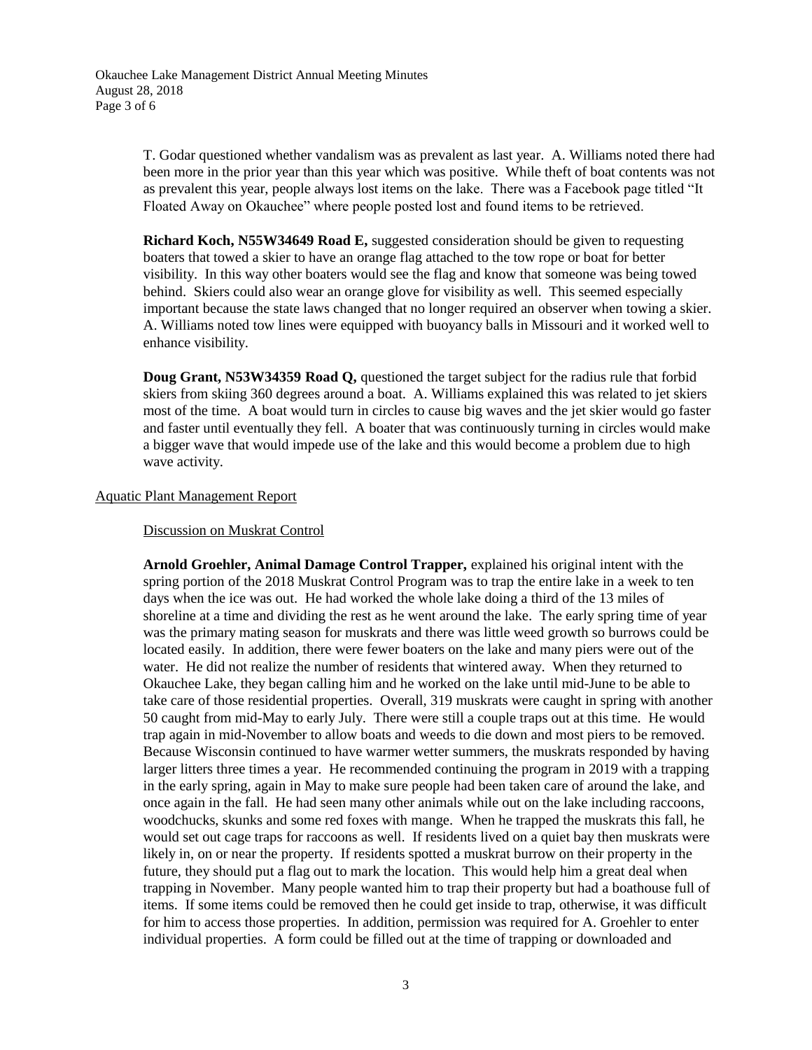T. Godar questioned whether vandalism was as prevalent as last year. A. Williams noted there had been more in the prior year than this year which was positive. While theft of boat contents was not as prevalent this year, people always lost items on the lake. There was a Facebook page titled "It Floated Away on Okauchee" where people posted lost and found items to be retrieved.

**Richard Koch, N55W34649 Road E,** suggested consideration should be given to requesting boaters that towed a skier to have an orange flag attached to the tow rope or boat for better visibility. In this way other boaters would see the flag and know that someone was being towed behind. Skiers could also wear an orange glove for visibility as well. This seemed especially important because the state laws changed that no longer required an observer when towing a skier. A. Williams noted tow lines were equipped with buoyancy balls in Missouri and it worked well to enhance visibility.

**Doug Grant, N53W34359 Road Q,** questioned the target subject for the radius rule that forbid skiers from skiing 360 degrees around a boat. A. Williams explained this was related to jet skiers most of the time. A boat would turn in circles to cause big waves and the jet skier would go faster and faster until eventually they fell. A boater that was continuously turning in circles would make a bigger wave that would impede use of the lake and this would become a problem due to high wave activity.

Aquatic Plant Management Report

Discussion on Muskrat Control

**Arnold Groehler, Animal Damage Control Trapper,** explained his original intent with the spring portion of the 2018 Muskrat Control Program was to trap the entire lake in a week to ten days when the ice was out. He had worked the whole lake doing a third of the 13 miles of shoreline at a time and dividing the rest as he went around the lake. The early spring time of year was the primary mating season for muskrats and there was little weed growth so burrows could be located easily. In addition, there were fewer boaters on the lake and many piers were out of the water. He did not realize the number of residents that wintered away. When they returned to Okauchee Lake, they began calling him and he worked on the lake until mid-June to be able to take care of those residential properties. Overall, 319 muskrats were caught in spring with another 50 caught from mid-May to early July. There were still a couple traps out at this time. He would trap again in mid-November to allow boats and weeds to die down and most piers to be removed. Because Wisconsin continued to have warmer wetter summers, the muskrats responded by having larger litters three times a year. He recommended continuing the program in 2019 with a trapping in the early spring, again in May to make sure people had been taken care of around the lake, and once again in the fall. He had seen many other animals while out on the lake including raccoons, woodchucks, skunks and some red foxes with mange. When he trapped the muskrats this fall, he would set out cage traps for raccoons as well. If residents lived on a quiet bay then muskrats were likely in, on or near the property. If residents spotted a muskrat burrow on their property in the future, they should put a flag out to mark the location. This would help him a great deal when trapping in November. Many people wanted him to trap their property but had a boathouse full of items. If some items could be removed then he could get inside to trap, otherwise, it was difficult for him to access those properties. In addition, permission was required for A. Groehler to enter individual properties. A form could be filled out at the time of trapping or downloaded and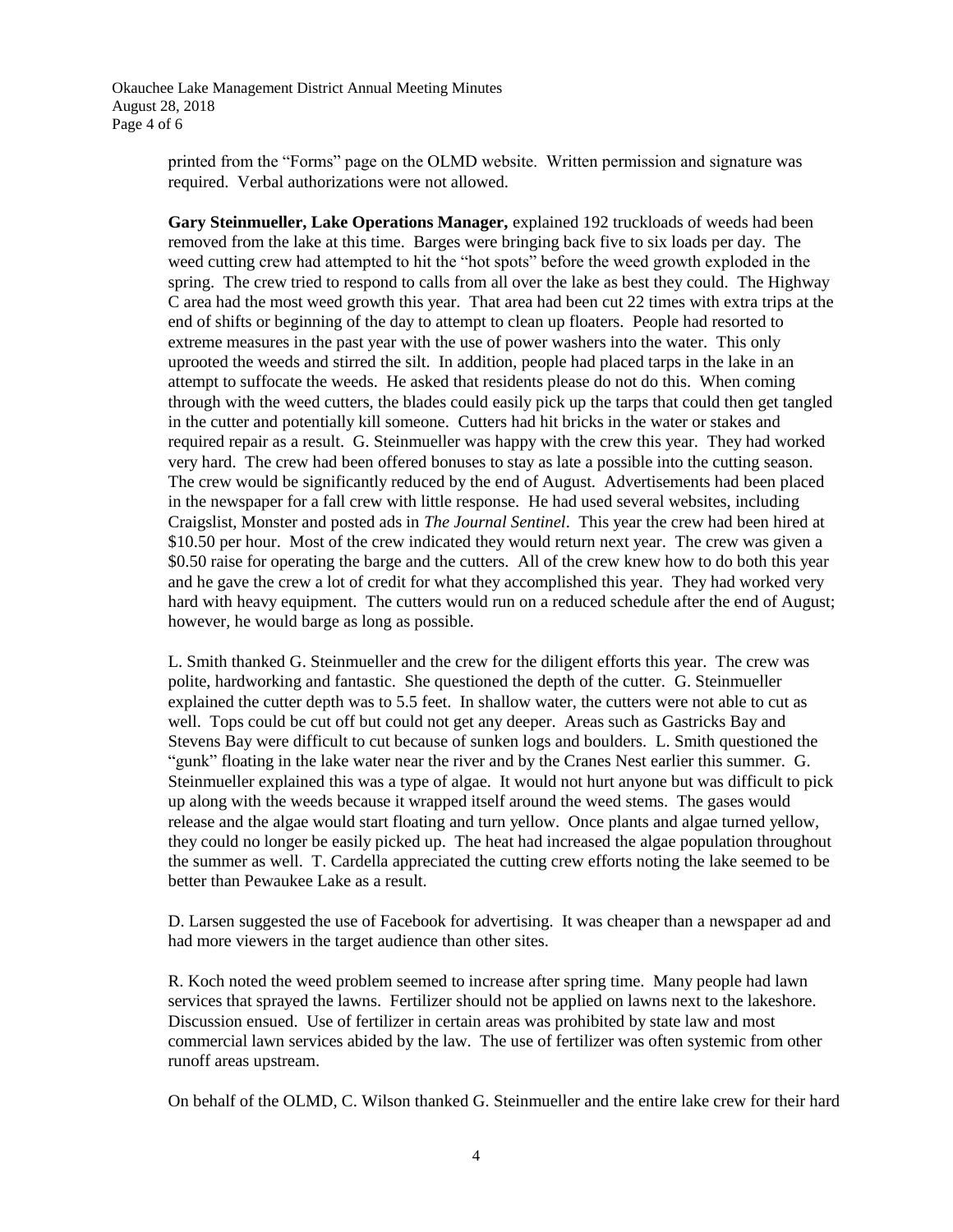printed from the "Forms" page on the OLMD website. Written permission and signature was required. Verbal authorizations were not allowed.

**Gary Steinmueller, Lake Operations Manager,** explained 192 truckloads of weeds had been removed from the lake at this time. Barges were bringing back five to six loads per day. The weed cutting crew had attempted to hit the "hot spots" before the weed growth exploded in the spring. The crew tried to respond to calls from all over the lake as best they could. The Highway C area had the most weed growth this year. That area had been cut 22 times with extra trips at the end of shifts or beginning of the day to attempt to clean up floaters. People had resorted to extreme measures in the past year with the use of power washers into the water. This only uprooted the weeds and stirred the silt. In addition, people had placed tarps in the lake in an attempt to suffocate the weeds. He asked that residents please do not do this. When coming through with the weed cutters, the blades could easily pick up the tarps that could then get tangled in the cutter and potentially kill someone. Cutters had hit bricks in the water or stakes and required repair as a result. G. Steinmueller was happy with the crew this year. They had worked very hard. The crew had been offered bonuses to stay as late a possible into the cutting season. The crew would be significantly reduced by the end of August. Advertisements had been placed in the newspaper for a fall crew with little response. He had used several websites, including Craigslist, Monster and posted ads in *The Journal Sentinel*. This year the crew had been hired at $10.50 per hour. Most of the crew indicated they would return next year. The crew was given a $0.50 raise for operating the barge and the cutters. All of the crew knew how to do both this year and he gave the crew a lot of credit for what they accomplished this year. They had worked very hard with heavy equipment. The cutters would run on a reduced schedule after the end of August; however, he would barge as long as possible.

L. Smith thanked G. Steinmueller and the crew for the diligent efforts this year. The crew was polite, hardworking and fantastic. She questioned the depth of the cutter. G. Steinmueller explained the cutter depth was to 5.5 feet. In shallow water, the cutters were not able to cut as well. Tops could be cut off but could not get any deeper. Areas such as Gastricks Bay and Stevens Bay were difficult to cut because of sunken logs and boulders. L. Smith questioned the "gunk" floating in the lake water near the river and by the Cranes Nest earlier this summer. G. Steinmueller explained this was a type of algae. It would not hurt anyone but was difficult to pick up along with the weeds because it wrapped itself around the weed stems. The gases would release and the algae would start floating and turn yellow. Once plants and algae turned yellow, they could no longer be easily picked up. The heat had increased the algae population throughout the summer as well. T. Cardella appreciated the cutting crew efforts noting the lake seemed to be better than Pewaukee Lake as a result.

D. Larsen suggested the use of Facebook for advertising. It was cheaper than a newspaper ad and had more viewers in the target audience than other sites.

R. Koch noted the weed problem seemed to increase after spring time. Many people had lawn services that sprayed the lawns. Fertilizer should not be applied on lawns next to the lakeshore. Discussion ensued. Use of fertilizer in certain areas was prohibited by state law and most commercial lawn services abided by the law. The use of fertilizer was often systemic from other runoff areas upstream.

On behalf of the OLMD, C. Wilson thanked G. Steinmueller and the entire lake crew for their hard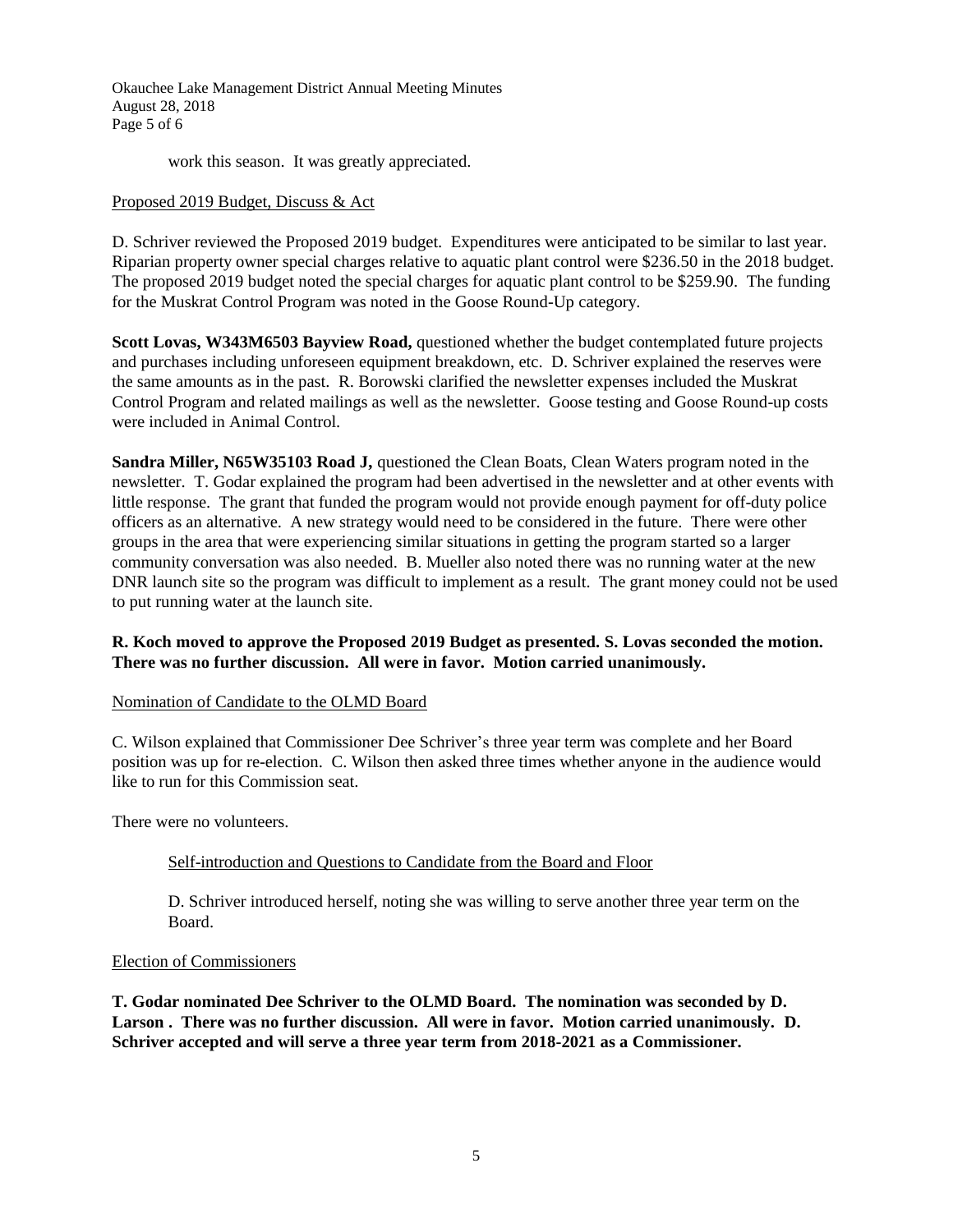work this season. It was greatly appreciated.

## Proposed 2019 Budget, Discuss & Act

D. Schriver reviewed the Proposed 2019 budget. Expenditures were anticipated to be similar to last year. Riparian property owner special charges relative to aquatic plant control were $236.50 in the 2018 budget. The proposed 2019 budget noted the special charges for aquatic plant control to be $259.90. The funding for the Muskrat Control Program was noted in the Goose Round-Up category.

**Scott Lovas, W343M6503 Bayview Road,** questioned whether the budget contemplated future projects and purchases including unforeseen equipment breakdown, etc. D. Schriver explained the reserves were the same amounts as in the past. R. Borowski clarified the newsletter expenses included the Muskrat Control Program and related mailings as well as the newsletter. Goose testing and Goose Round-up costs were included in Animal Control.

**Sandra Miller, N65W35103 Road J,** questioned the Clean Boats, Clean Waters program noted in the newsletter. T. Godar explained the program had been advertised in the newsletter and at other events with little response. The grant that funded the program would not provide enough payment for off-duty police officers as an alternative. A new strategy would need to be considered in the future. There were other groups in the area that were experiencing similar situations in getting the program started so a larger community conversation was also needed. B. Mueller also noted there was no running water at the new DNR launch site so the program was difficult to implement as a result. The grant money could not be used to put running water at the launch site.

**R. Koch moved to approve the Proposed 2019 Budget as presented. S. Lovas seconded the motion. There was no further discussion. All were in favor. Motion carried unanimously.**

## Nomination of Candidate to the OLMD Board

C. Wilson explained that Commissioner Dee Schriver's three year term was complete and her Board position was up for re-election. C. Wilson then asked three times whether anyone in the audience would like to run for this Commission seat.

There were no volunteers.

### Self-introduction and Questions to Candidate from the Board and Floor

D. Schriver introduced herself, noting she was willing to serve another three year term on the Board.

## Election of Commissioners

**T. Godar nominated Dee Schriver to the OLMD Board. The nomination was seconded by D. Larson . There was no further discussion. All were in favor. Motion carried unanimously. D. Schriver accepted and will serve a three year term from 2018-2021 as a Commissioner.**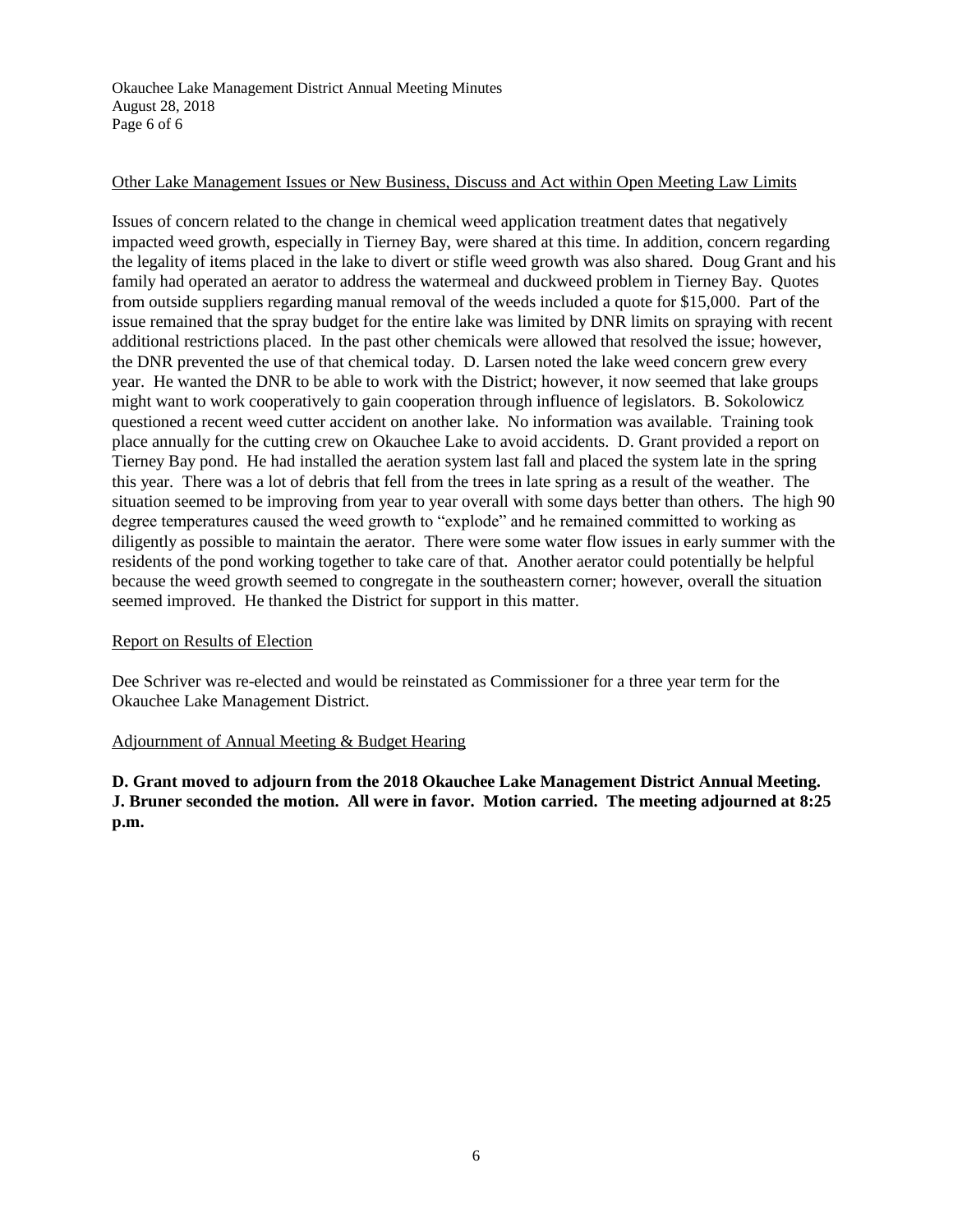Other Lake Management Issues or New Business, Discuss and Act within Open Meeting Law Limits

Issues of concern related to the change in chemical weed application treatment dates that negatively impacted weed growth, especially in Tierney Bay, were shared at this time. In addition, concern regarding the legality of items placed in the lake to divert or stifle weed growth was also shared. Doug Grant and his family had operated an aerator to address the watermeal and duckweed problem in Tierney Bay. Quotes from outside suppliers regarding manual removal of the weeds included a quote for $15,000. Part of the issue remained that the spray budget for the entire lake was limited by DNR limits on spraying with recent additional restrictions placed. In the past other chemicals were allowed that resolved the issue; however, the DNR prevented the use of that chemical today. D. Larsen noted the lake weed concern grew every year. He wanted the DNR to be able to work with the District; however, it now seemed that lake groups might want to work cooperatively to gain cooperation through influence of legislators. B. Sokolowicz questioned a recent weed cutter accident on another lake. No information was available. Training took place annually for the cutting crew on Okauchee Lake to avoid accidents. D. Grant provided a report on Tierney Bay pond. He had installed the aeration system last fall and placed the system late in the spring this year. There was a lot of debris that fell from the trees in late spring as a result of the weather. The situation seemed to be improving from year to year overall with some days better than others. The high 90 degree temperatures caused the weed growth to "explode" and he remained committed to working as diligently as possible to maintain the aerator. There were some water flow issues in early summer with the residents of the pond working together to take care of that. Another aerator could potentially be helpful because the weed growth seemed to congregate in the southeastern corner; however, overall the situation seemed improved. He thanked the District for support in this matter.

Report on Results of Election

Dee Schriver was re-elected and would be reinstated as Commissioner for a three year term for the Okauchee Lake Management District.

Adjournment of Annual Meeting & Budget Hearing

**D. Grant moved to adjourn from the 2018 Okauchee Lake Management District Annual Meeting. J. Bruner seconded the motion. All were in favor. Motion carried. The meeting adjourned at 8:25 p.m.**